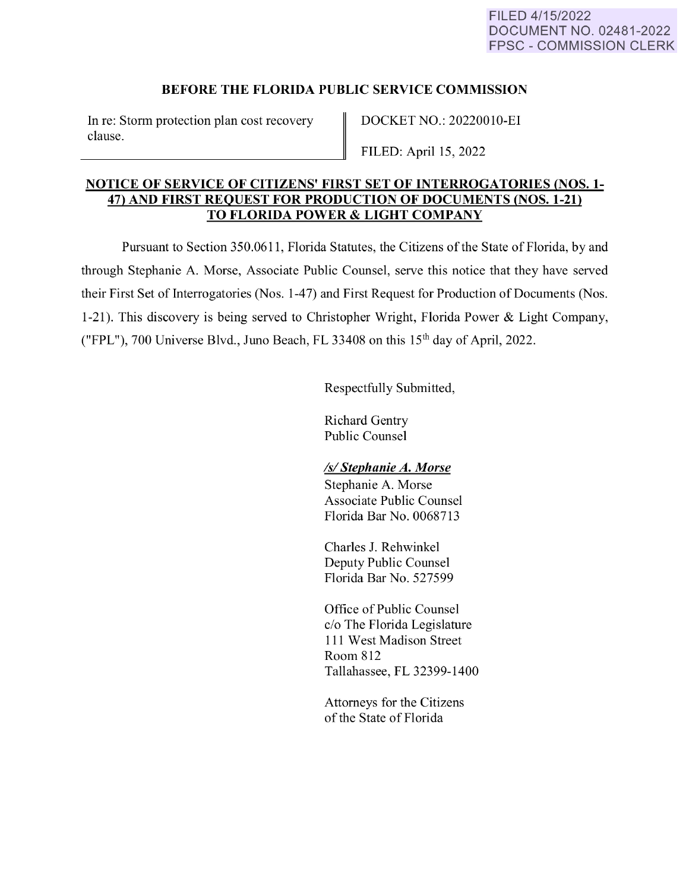FILED 4/15/2022
DOCUMENT NO. 02481-2022
FPSC - COMMISSION CLERK

**BEFORE THE FLORIDA PUBLIC SERVICE COMMISSION**

| In re: Storm protection plan cost recovery clause. | DOCKET NO.: 20220010-EI<br><br>FILED: April 15, 2022 |
| --- | --- |

**NOTICE OF SERVICE OF CITIZENS' FIRST SET OF INTERROGATORIES (NOS. 1-47) AND FIRST REQUEST FOR PRODUCTION OF DOCUMENTS (NOS. 1-21) TO FLORIDA POWER & LIGHT COMPANY**

Pursuant to Section 350.0611, Florida Statutes, the Citizens of the State of Florida, by and through Stephanie A. Morse, Associate Public Counsel, serve this notice that they have served their First Set of Interrogatories (Nos. 1-47) and First Request for Production of Documents (Nos. 1-21). This discovery is being served to Christopher Wright, Florida Power & Light Company, ("FPL"), 700 Universe Blvd., Juno Beach, FL 33408 on this 15th day of April, 2022.

Respectfully Submitted,

Richard Gentry
Public Counsel

***/s/ Stephanie A. Morse***
Stephanie A. Morse
Associate Public Counsel
Florida Bar No. 0068713

Charles J. Rehwinkel
Deputy Public Counsel
Florida Bar No. 527599

Office of Public Counsel
c/o The Florida Legislature
111 West Madison Street
Room 812
Tallahassee, FL 32399-1400

Attorneys for the Citizens
of the State of Florida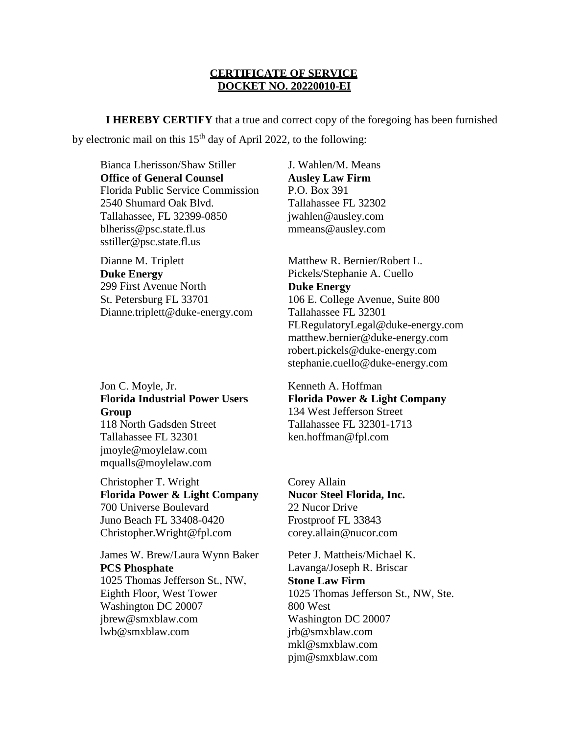**CERTIFICATE OF SERVICE**
**DOCKET NO. 20220010-EI**

**I HEREBY CERTIFY** that a true and correct copy of the foregoing has been furnished by electronic mail on this 15th day of April 2022, to the following:

Bianca Lherisson/Shaw Stiller
**Office of General Counsel**
Florida Public Service Commission
2540 Shumard Oak Blvd.
Tallahassee, FL 32399-0850
blheriss@psc.state.fl.us
sstiller@psc.state.fl.us

J. Wahlen/M. Means
**Ausley Law Firm**
P.O. Box 391
Tallahassee FL 32302
jwahlen@ausley.com
mmeans@ausley.com

Dianne M. Triplett
**Duke Energy**
299 First Avenue North
St. Petersburg FL 33701
Dianne.triplett@duke-energy.com

Matthew R. Bernier/Robert L. Pickels/Stephanie A. Cuello
**Duke Energy**
106 E. College Avenue, Suite 800
Tallahassee FL 32301
FLRegulatoryLegal@duke-energy.com
matthew.bernier@duke-energy.com
robert.pickels@duke-energy.com
stephanie.cuello@duke-energy.com

Jon C. Moyle, Jr.
**Florida Industrial Power Users Group**
118 North Gadsden Street
Tallahassee FL 32301
jmoyle@moylelaw.com
mqualls@moylelaw.com

Kenneth A. Hoffman
**Florida Power & Light Company**
134 West Jefferson Street
Tallahassee FL 32301-1713
ken.hoffman@fpl.com

Christopher T. Wright
**Florida Power & Light Company**
700 Universe Boulevard
Juno Beach FL 33408-0420
Christopher.Wright@fpl.com

Corey Allain
**Nucor Steel Florida, Inc.**
22 Nucor Drive
Frostproof FL 33843
corey.allain@nucor.com

James W. Brew/Laura Wynn Baker
**PCS Phosphate**
1025 Thomas Jefferson St., NW,
Eighth Floor, West Tower
Washington DC 20007
jbrew@smxblaw.com
lwb@smxblaw.com

Peter J. Mattheis/Michael K. Lavanga/Joseph R. Briscar
**Stone Law Firm**
1025 Thomas Jefferson St., NW, Ste. 800 West
Washington DC 20007
jrb@smxblaw.com
mkl@smxblaw.com
pjm@smxblaw.com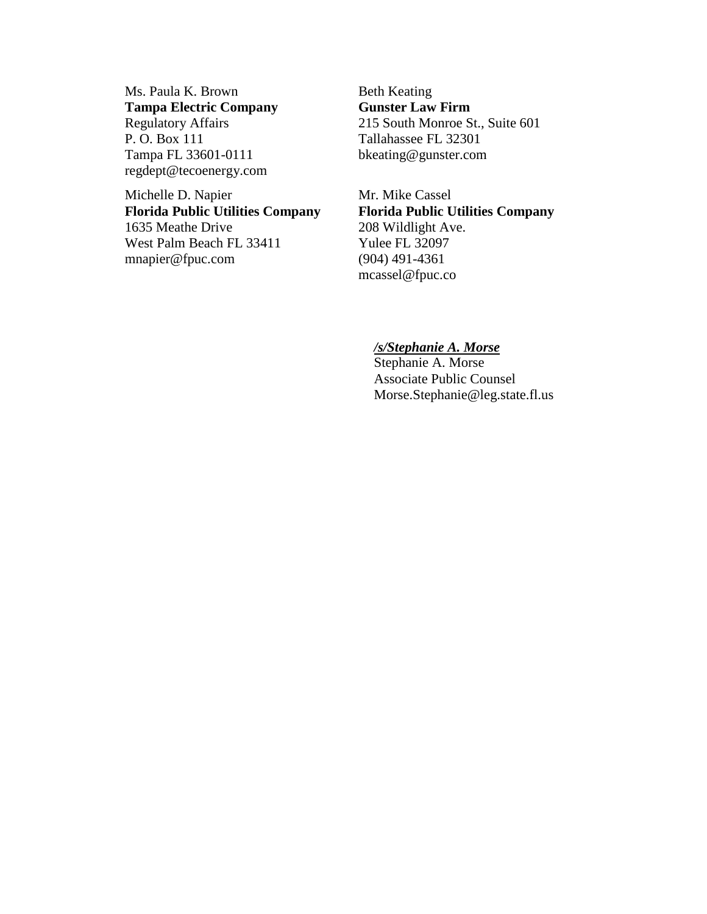Ms. Paula K. Brown
**Tampa Electric Company**
Regulatory Affairs
P. O. Box 111
Tampa FL 33601-0111
regdept@tecoenergy.com

Beth Keating
**Gunster Law Firm**
215 South Monroe St., Suite 601
Tallahassee FL 32301
bkeating@gunster.com

Michelle D. Napier
**Florida Public Utilities Company**
1635 Meathe Drive
West Palm Beach FL 33411
mnapier@fpuc.com

Mr. Mike Cassel
**Florida Public Utilities Company**
208 Wildlight Ave.
Yulee FL 32097
(904) 491-4361
mcassel@fpuc.co

***/s/Stephanie A. Morse***
Stephanie A. Morse
Associate Public Counsel
Morse.Stephanie@leg.state.fl.us